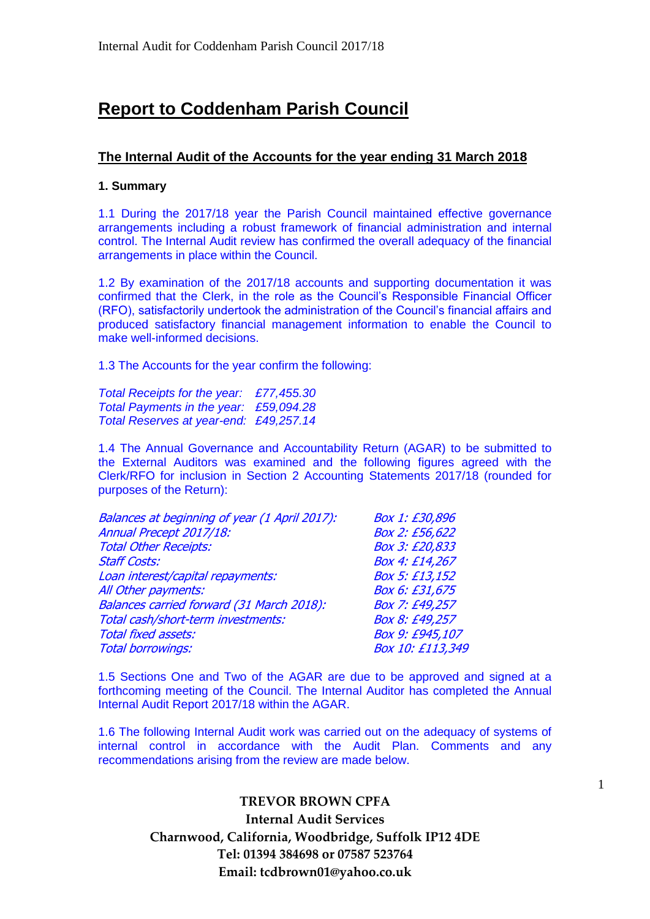# Report to Coddenham Parish Council

## The Internal Audit of the Accounts for the year ending 31 March 2018

### 1. Summary

1.1 During the 2017/18 year the Parish Council maintained effective governance arrangements including a robust framework of financial administration and internal control. The Internal Audit review has confirmed the overall adequacy of the financial arrangements in place within the Council.

1.2 By examination of the 2017/18 accounts and supporting documentation it was confirmed that the Clerk, in the role as the Council's Responsible Financial Officer (RFO), satisfactorily undertook the administration of the Council's financial affairs and produced satisfactory financial management information to enable the Council to make well-informed decisions.

1.3 The Accounts for the year confirm the following:

*Total Receipts for the year: £77,455.30*
*Total Payments in the year: £59,094.28*
*Total Reserves at year-end: £49,257.14*

1.4 The Annual Governance and Accountability Return (AGAR) to be submitted to the External Auditors was examined and the following figures agreed with the Clerk/RFO for inclusion in Section 2 Accounting Statements 2017/18 (rounded for purposes of the Return):

| | |
|---|---|
| *Balances at beginning of year (1 April 2017):* | *Box 1: £30,896* |
| *Annual Precept 2017/18:* | *Box 2: £56,622* |
| *Total Other Receipts:* | *Box 3: £20,833* |
| *Staff Costs:* | *Box 4: £14,267* |
| *Loan interest/capital repayments:* | *Box 5: £13,152* |
| *All Other payments:* | *Box 6: £31,675* |
| *Balances carried forward (31 March 2018):* | *Box 7: £49,257* |
| *Total cash/short-term investments:* | *Box 8: £49,257* |
| *Total fixed assets:* | *Box 9: £945,107* |
| *Total borrowings:* | *Box 10: £113,349* |

1.5 Sections One and Two of the AGAR are due to be approved and signed at a forthcoming meeting of the Council. The Internal Auditor has completed the Annual Internal Audit Report 2017/18 within the AGAR.

1.6 The following Internal Audit work was carried out on the adequacy of systems of internal control in accordance with the Audit Plan. Comments and any recommendations arising from the review are made below.

**TREVOR BROWN CPFA**
**Internal Audit Services**
**Charnwood, California, Woodbridge, Suffolk IP12 4DE**
**Tel: 01394 384698 or 07587 523764**
**Email: tcdbrown01@yahoo.co.uk**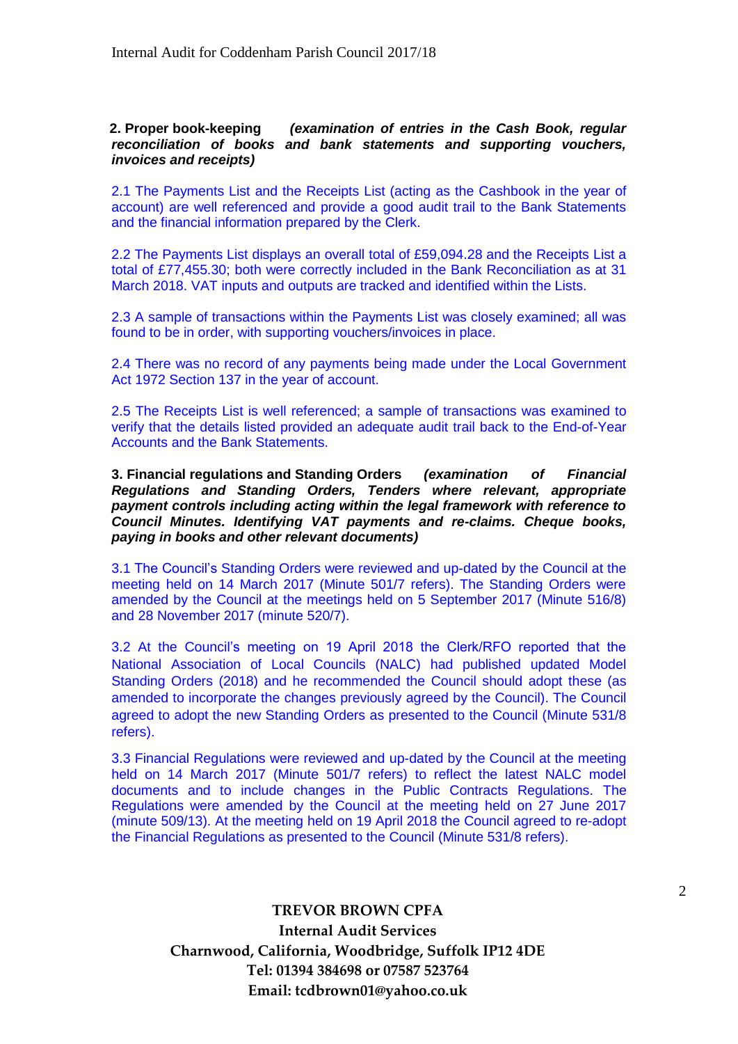**2. Proper book-keeping** ***(examination of entries in the Cash Book, regular reconciliation of books and bank statements and supporting vouchers, invoices and receipts)***

2.1 The Payments List and the Receipts List (acting as the Cashbook in the year of account) are well referenced and provide a good audit trail to the Bank Statements and the financial information prepared by the Clerk.

2.2 The Payments List displays an overall total of £59,094.28 and the Receipts List a total of £77,455.30; both were correctly included in the Bank Reconciliation as at 31 March 2018. VAT inputs and outputs are tracked and identified within the Lists.

2.3 A sample of transactions within the Payments List was closely examined; all was found to be in order, with supporting vouchers/invoices in place.

2.4 There was no record of any payments being made under the Local Government Act 1972 Section 137 in the year of account.

2.5 The Receipts List is well referenced; a sample of transactions was examined to verify that the details listed provided an adequate audit trail back to the End-of-Year Accounts and the Bank Statements.

**3. Financial regulations and Standing Orders** ***(examination of Financial Regulations and Standing Orders, Tenders where relevant, appropriate payment controls including acting within the legal framework with reference to Council Minutes. Identifying VAT payments and re-claims. Cheque books, paying in books and other relevant documents)***

3.1 The Council's Standing Orders were reviewed and up-dated by the Council at the meeting held on 14 March 2017 (Minute 501/7 refers). The Standing Orders were amended by the Council at the meetings held on 5 September 2017 (Minute 516/8) and 28 November 2017 (minute 520/7).

3.2 At the Council's meeting on 19 April 2018 the Clerk/RFO reported that the National Association of Local Councils (NALC) had published updated Model Standing Orders (2018) and he recommended the Council should adopt these (as amended to incorporate the changes previously agreed by the Council). The Council agreed to adopt the new Standing Orders as presented to the Council (Minute 531/8 refers).

3.3 Financial Regulations were reviewed and up-dated by the Council at the meeting held on 14 March 2017 (Minute 501/7 refers) to reflect the latest NALC model documents and to include changes in the Public Contracts Regulations. The Regulations were amended by the Council at the meeting held on 27 June 2017 (minute 509/13). At the meeting held on 19 April 2018 the Council agreed to re-adopt the Financial Regulations as presented to the Council (Minute 531/8 refers).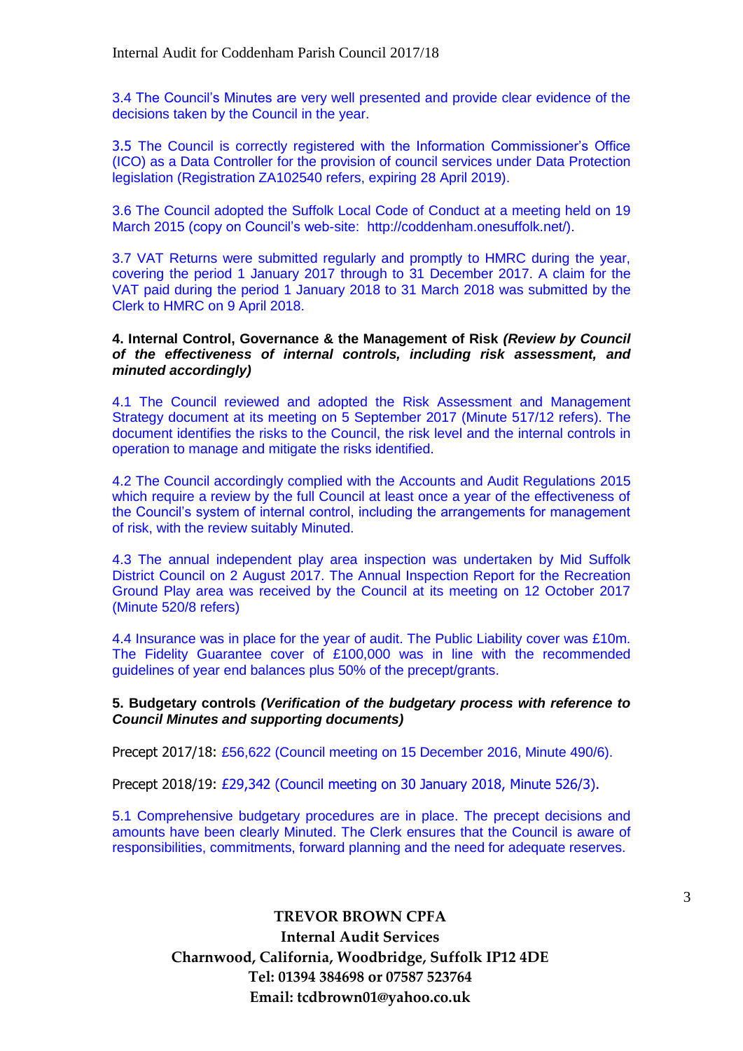3.4 The Council's Minutes are very well presented and provide clear evidence of the decisions taken by the Council in the year.

3.5 The Council is correctly registered with the Information Commissioner's Office (ICO) as a Data Controller for the provision of council services under Data Protection legislation (Registration ZA102540 refers, expiring 28 April 2019).

3.6 The Council adopted the Suffolk Local Code of Conduct at a meeting held on 19 March 2015 (copy on Council's web-site: http://coddenham.onesuffolk.net/).

3.7 VAT Returns were submitted regularly and promptly to HMRC during the year, covering the period 1 January 2017 through to 31 December 2017. A claim for the VAT paid during the period 1 January 2018 to 31 March 2018 was submitted by the Clerk to HMRC on 9 April 2018.

**4. Internal Control, Governance & the Management of Risk *(Review by Council of the effectiveness of internal controls, including risk assessment, and minuted accordingly)***

4.1 The Council reviewed and adopted the Risk Assessment and Management Strategy document at its meeting on 5 September 2017 (Minute 517/12 refers). The document identifies the risks to the Council, the risk level and the internal controls in operation to manage and mitigate the risks identified.

4.2 The Council accordingly complied with the Accounts and Audit Regulations 2015 which require a review by the full Council at least once a year of the effectiveness of the Council's system of internal control, including the arrangements for management of risk, with the review suitably Minuted.

4.3 The annual independent play area inspection was undertaken by Mid Suffolk District Council on 2 August 2017. The Annual Inspection Report for the Recreation Ground Play area was received by the Council at its meeting on 12 October 2017 (Minute 520/8 refers)

4.4 Insurance was in place for the year of audit. The Public Liability cover was £10m. The Fidelity Guarantee cover of £100,000 was in line with the recommended guidelines of year end balances plus 50% of the precept/grants.

**5. Budgetary controls *(Verification of the budgetary process with reference to Council Minutes and supporting documents)***

Precept 2017/18: £56,622 (Council meeting on 15 December 2016, Minute 490/6).

Precept 2018/19: £29,342 (Council meeting on 30 January 2018, Minute 526/3).

5.1 Comprehensive budgetary procedures are in place. The precept decisions and amounts have been clearly Minuted. The Clerk ensures that the Council is aware of responsibilities, commitments, forward planning and the need for adequate reserves.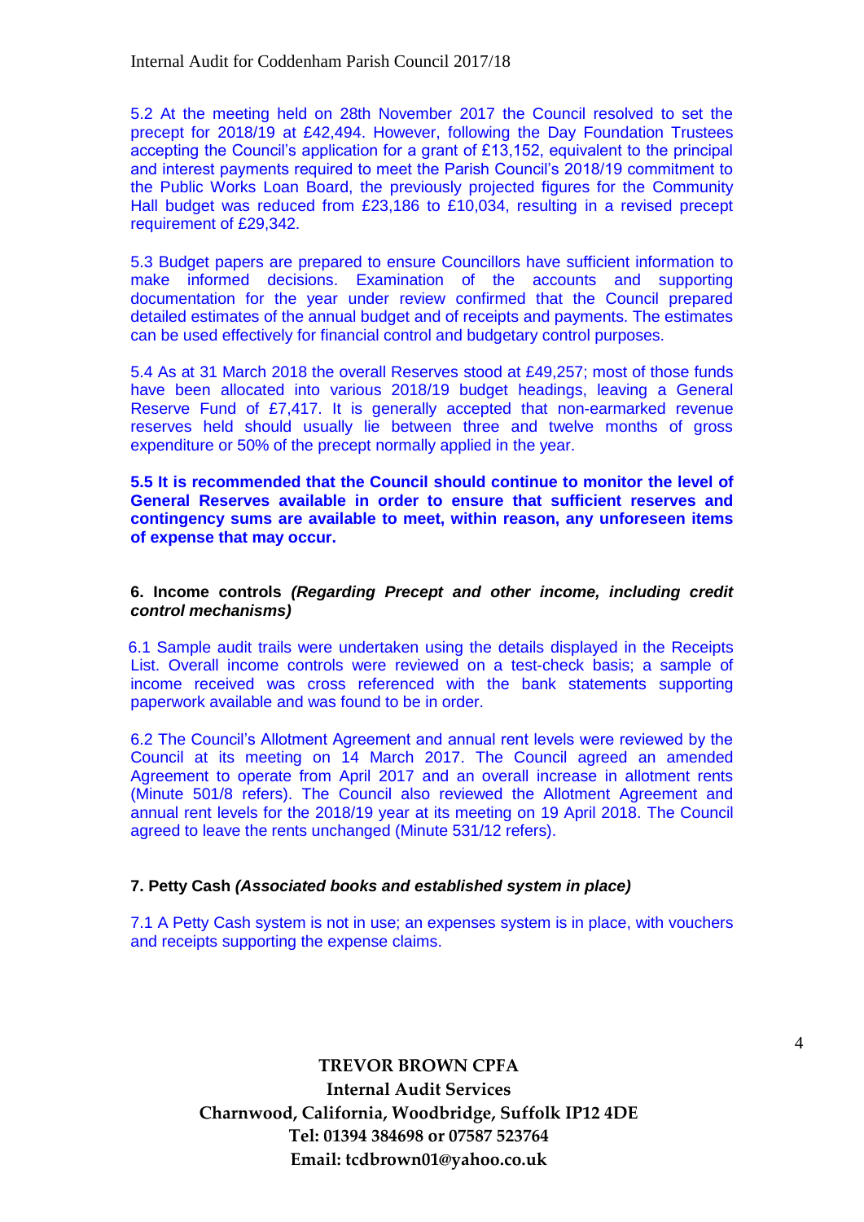5.2 At the meeting held on 28th November 2017 the Council resolved to set the precept for 2018/19 at £42,494. However, following the Day Foundation Trustees accepting the Council's application for a grant of £13,152, equivalent to the principal and interest payments required to meet the Parish Council's 2018/19 commitment to the Public Works Loan Board, the previously projected figures for the Community Hall budget was reduced from £23,186 to £10,034, resulting in a revised precept requirement of £29,342.

5.3 Budget papers are prepared to ensure Councillors have sufficient information to make informed decisions. Examination of the accounts and supporting documentation for the year under review confirmed that the Council prepared detailed estimates of the annual budget and of receipts and payments. The estimates can be used effectively for financial control and budgetary control purposes.

5.4 As at 31 March 2018 the overall Reserves stood at £49,257; most of those funds have been allocated into various 2018/19 budget headings, leaving a General Reserve Fund of £7,417. It is generally accepted that non-earmarked revenue reserves held should usually lie between three and twelve months of gross expenditure or 50% of the precept normally applied in the year.

**5.5 It is recommended that the Council should continue to monitor the level of General Reserves available in order to ensure that sufficient reserves and contingency sums are available to meet, within reason, any unforeseen items of expense that may occur.**

### 6. Income controls *(Regarding Precept and other income, including credit control mechanisms)*

6.1 Sample audit trails were undertaken using the details displayed in the Receipts List. Overall income controls were reviewed on a test-check basis; a sample of income received was cross referenced with the bank statements supporting paperwork available and was found to be in order.

6.2 The Council's Allotment Agreement and annual rent levels were reviewed by the Council at its meeting on 14 March 2017. The Council agreed an amended Agreement to operate from April 2017 and an overall increase in allotment rents (Minute 501/8 refers). The Council also reviewed the Allotment Agreement and annual rent levels for the 2018/19 year at its meeting on 19 April 2018. The Council agreed to leave the rents unchanged (Minute 531/12 refers).

### 7. Petty Cash *(Associated books and established system in place)*

7.1 A Petty Cash system is not in use; an expenses system is in place, with vouchers and receipts supporting the expense claims.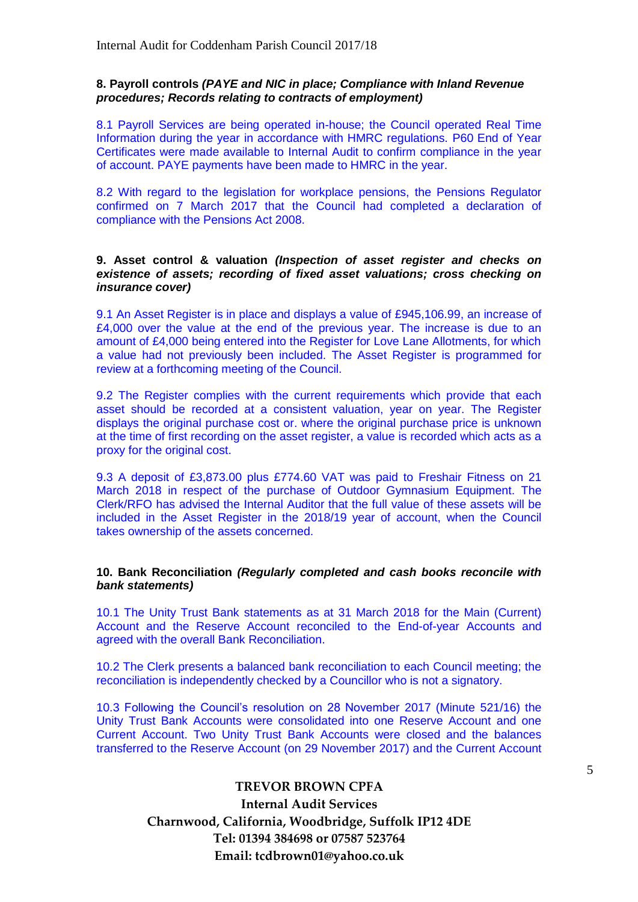**8. Payroll controls** ***(PAYE and NIC in place; Compliance with Inland Revenue procedures; Records relating to contracts of employment)***

8.1 Payroll Services are being operated in-house; the Council operated Real Time Information during the year in accordance with HMRC regulations. P60 End of Year Certificates were made available to Internal Audit to confirm compliance in the year of account. PAYE payments have been made to HMRC in the year.

8.2 With regard to the legislation for workplace pensions, the Pensions Regulator confirmed on 7 March 2017 that the Council had completed a declaration of compliance with the Pensions Act 2008.

**9. Asset control & valuation** ***(Inspection of asset register and checks on existence of assets; recording of fixed asset valuations; cross checking on insurance cover)***

9.1 An Asset Register is in place and displays a value of £945,106.99, an increase of £4,000 over the value at the end of the previous year. The increase is due to an amount of £4,000 being entered into the Register for Love Lane Allotments, for which a value had not previously been included. The Asset Register is programmed for review at a forthcoming meeting of the Council.

9.2 The Register complies with the current requirements which provide that each asset should be recorded at a consistent valuation, year on year. The Register displays the original purchase cost or. where the original purchase price is unknown at the time of first recording on the asset register, a value is recorded which acts as a proxy for the original cost.

9.3 A deposit of £3,873.00 plus £774.60 VAT was paid to Freshair Fitness on 21 March 2018 in respect of the purchase of Outdoor Gymnasium Equipment. The Clerk/RFO has advised the Internal Auditor that the full value of these assets will be included in the Asset Register in the 2018/19 year of account, when the Council takes ownership of the assets concerned.

**10. Bank Reconciliation** ***(Regularly completed and cash books reconcile with bank statements)***

10.1 The Unity Trust Bank statements as at 31 March 2018 for the Main (Current) Account and the Reserve Account reconciled to the End-of-year Accounts and agreed with the overall Bank Reconciliation.

10.2 The Clerk presents a balanced bank reconciliation to each Council meeting; the reconciliation is independently checked by a Councillor who is not a signatory.

10.3 Following the Council's resolution on 28 November 2017 (Minute 521/16) the Unity Trust Bank Accounts were consolidated into one Reserve Account and one Current Account. Two Unity Trust Bank Accounts were closed and the balances transferred to the Reserve Account (on 29 November 2017) and the Current Account

**TREVOR BROWN CPFA**
**Internal Audit Services**
**Charnwood, California, Woodbridge, Suffolk IP12 4DE**
**Tel: 01394 384698 or 07587 523764**
**Email: tcdbrown01@yahoo.co.uk**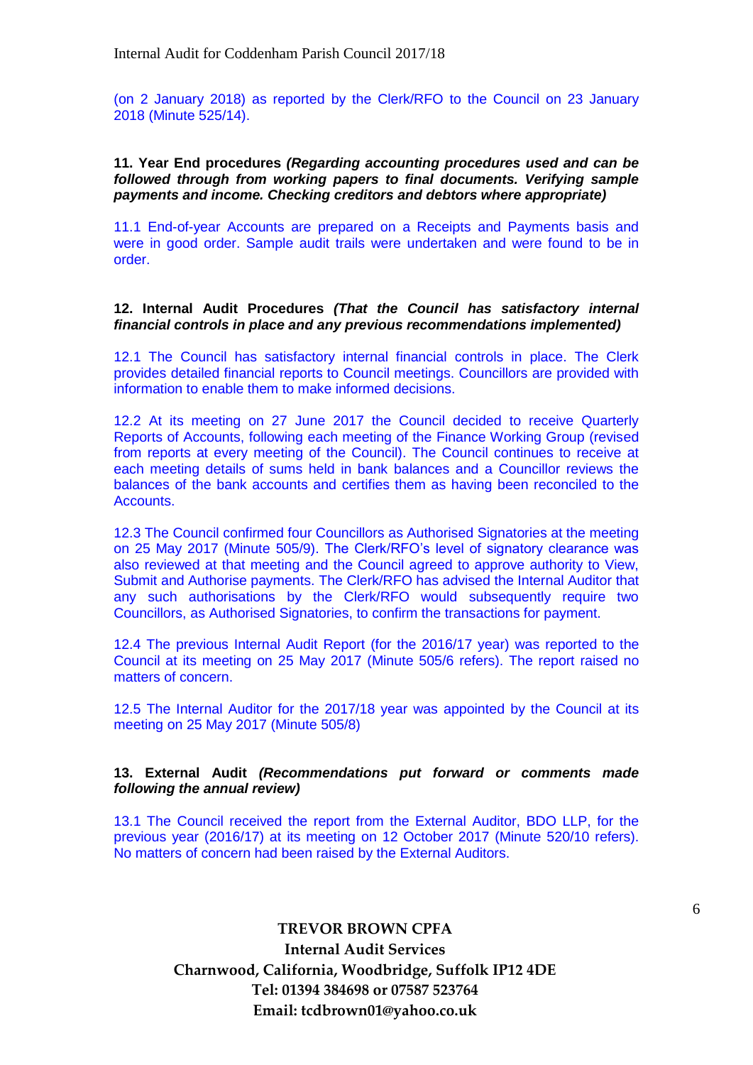(on 2 January 2018) as reported by the Clerk/RFO to the Council on 23 January 2018 (Minute 525/14).

**11. Year End procedures** ***(Regarding accounting procedures used and can be followed through from working papers to final documents. Verifying sample payments and income. Checking creditors and debtors where appropriate)***

11.1 End-of-year Accounts are prepared on a Receipts and Payments basis and were in good order. Sample audit trails were undertaken and were found to be in order.

**12. Internal Audit Procedures** ***(That the Council has satisfactory internal financial controls in place and any previous recommendations implemented)***

12.1 The Council has satisfactory internal financial controls in place. The Clerk provides detailed financial reports to Council meetings. Councillors are provided with information to enable them to make informed decisions.

12.2 At its meeting on 27 June 2017 the Council decided to receive Quarterly Reports of Accounts, following each meeting of the Finance Working Group (revised from reports at every meeting of the Council). The Council continues to receive at each meeting details of sums held in bank balances and a Councillor reviews the balances of the bank accounts and certifies them as having been reconciled to the Accounts.

12.3 The Council confirmed four Councillors as Authorised Signatories at the meeting on 25 May 2017 (Minute 505/9). The Clerk/RFO's level of signatory clearance was also reviewed at that meeting and the Council agreed to approve authority to View, Submit and Authorise payments. The Clerk/RFO has advised the Internal Auditor that any such authorisations by the Clerk/RFO would subsequently require two Councillors, as Authorised Signatories, to confirm the transactions for payment.

12.4 The previous Internal Audit Report (for the 2016/17 year) was reported to the Council at its meeting on 25 May 2017 (Minute 505/6 refers). The report raised no matters of concern.

12.5 The Internal Auditor for the 2017/18 year was appointed by the Council at its meeting on 25 May 2017 (Minute 505/8)

**13. External Audit** ***(Recommendations put forward or comments made following the annual review)***

13.1 The Council received the report from the External Auditor, BDO LLP, for the previous year (2016/17) at its meeting on 12 October 2017 (Minute 520/10 refers). No matters of concern had been raised by the External Auditors.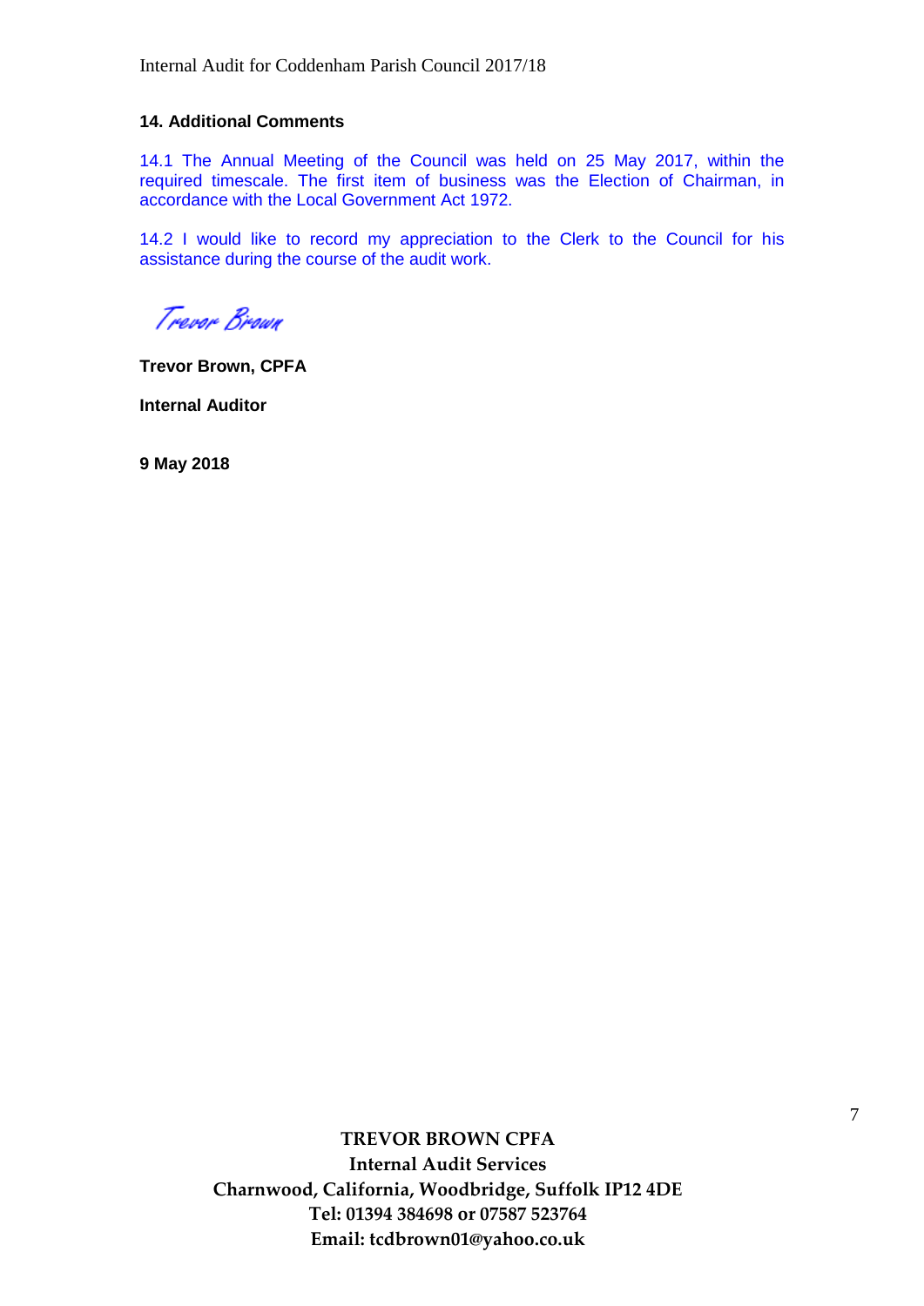### 14. Additional Comments

14.1 The Annual Meeting of the Council was held on 25 May 2017, within the required timescale. The first item of business was the Election of Chairman, in accordance with the Local Government Act 1972.

14.2 I would like to record my appreciation to the Clerk to the Council for his assistance during the course of the audit work.

Trevor Brown

**Trevor Brown, CPFA**

**Internal Auditor**

**9 May 2018**

**TREVOR BROWN CPFA**
**Internal Audit Services**
**Charnwood, California, Woodbridge, Suffolk IP12 4DE**
**Tel: 01394 384698 or 07587 523764**
**Email: tcdbrown01@yahoo.co.uk**